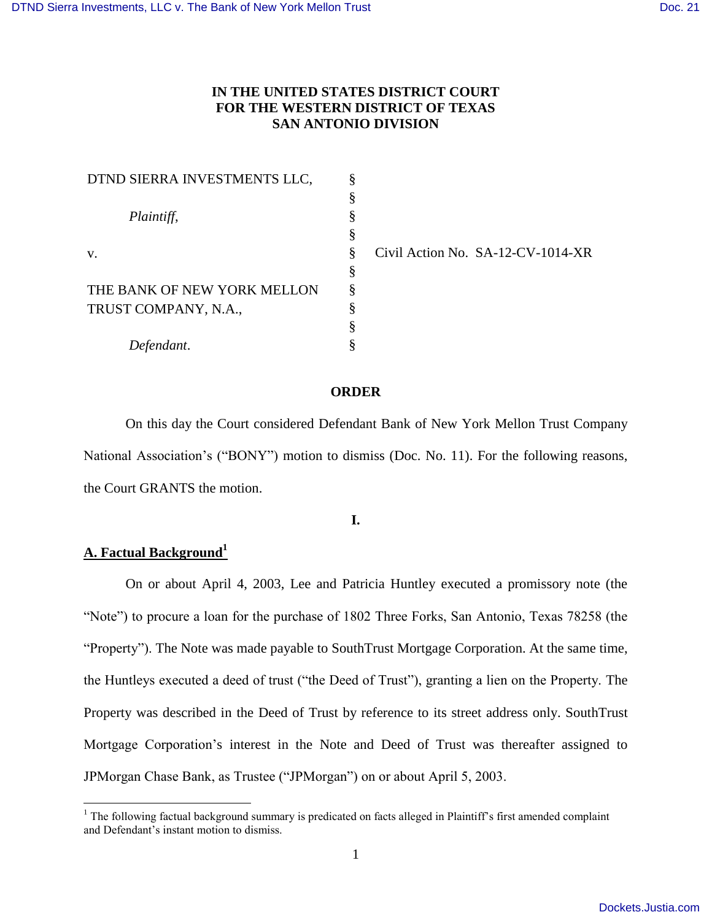**IN THE UNITED STATES DISTRICT COURT**
**FOR THE WESTERN DISTRICT OF TEXAS**
**SAN ANTONIO DIVISION**

| | | |
|---|---|---|
| DTND SIERRA INVESTMENTS LLC, | § | |
| | § | |
| *Plaintiff*, | § | |
| | § | |
| v. | § | Civil Action No. SA-12-CV-1014-XR |
| | § | |
| THE BANK OF NEW YORK MELLON | § | |
| TRUST COMPANY, N.A., | § | |
| | § | |
| *Defendant*. | § | |

**ORDER**

On this day the Court considered Defendant Bank of New York Mellon Trust Company National Association's ("BONY") motion to dismiss (Doc. No. 11). For the following reasons, the Court GRANTS the motion.

**I.**

**A. Factual Background**[1]

On or about April 4, 2003, Lee and Patricia Huntley executed a promissory note (the "Note") to procure a loan for the purchase of 1802 Three Forks, San Antonio, Texas 78258 (the "Property"). The Note was made payable to SouthTrust Mortgage Corporation. At the same time, the Huntleys executed a deed of trust ("the Deed of Trust"), granting a lien on the Property. The Property was described in the Deed of Trust by reference to its street address only. SouthTrust Mortgage Corporation's interest in the Note and Deed of Trust was thereafter assigned to JPMorgan Chase Bank, as Trustee ("JPMorgan") on or about April 5, 2003.

[1] The following factual background summary is predicated on facts alleged in Plaintiff's first amended complaint and Defendant's instant motion to dismiss.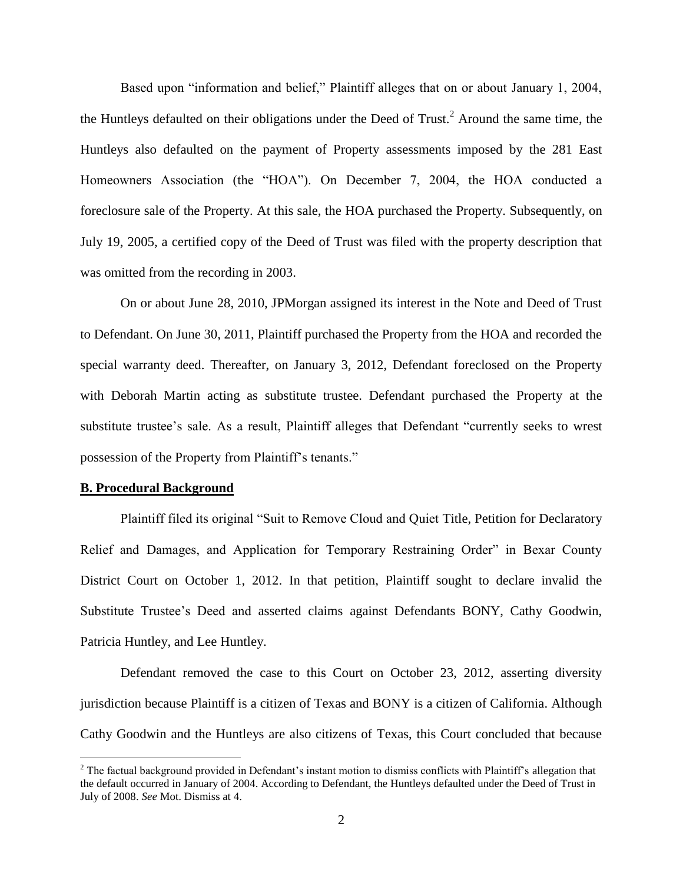Based upon "information and belief," Plaintiff alleges that on or about January 1, 2004, the Huntleys defaulted on their obligations under the Deed of Trust.[2] Around the same time, the Huntleys also defaulted on the payment of Property assessments imposed by the 281 East Homeowners Association (the "HOA"). On December 7, 2004, the HOA conducted a foreclosure sale of the Property. At this sale, the HOA purchased the Property. Subsequently, on July 19, 2005, a certified copy of the Deed of Trust was filed with the property description that was omitted from the recording in 2003.

On or about June 28, 2010, JPMorgan assigned its interest in the Note and Deed of Trust to Defendant. On June 30, 2011, Plaintiff purchased the Property from the HOA and recorded the special warranty deed. Thereafter, on January 3, 2012, Defendant foreclosed on the Property with Deborah Martin acting as substitute trustee. Defendant purchased the Property at the substitute trustee's sale. As a result, Plaintiff alleges that Defendant "currently seeks to wrest possession of the Property from Plaintiff's tenants."

**B. Procedural Background**

Plaintiff filed its original "Suit to Remove Cloud and Quiet Title, Petition for Declaratory Relief and Damages, and Application for Temporary Restraining Order" in Bexar County District Court on October 1, 2012. In that petition, Plaintiff sought to declare invalid the Substitute Trustee's Deed and asserted claims against Defendants BONY, Cathy Goodwin, Patricia Huntley, and Lee Huntley.

Defendant removed the case to this Court on October 23, 2012, asserting diversity jurisdiction because Plaintiff is a citizen of Texas and BONY is a citizen of California. Although Cathy Goodwin and the Huntleys are also citizens of Texas, this Court concluded that because

[2] The factual background provided in Defendant's instant motion to dismiss conflicts with Plaintiff's allegation that the default occurred in January of 2004. According to Defendant, the Huntleys defaulted under the Deed of Trust in July of 2008. *See* Mot. Dismiss at 4.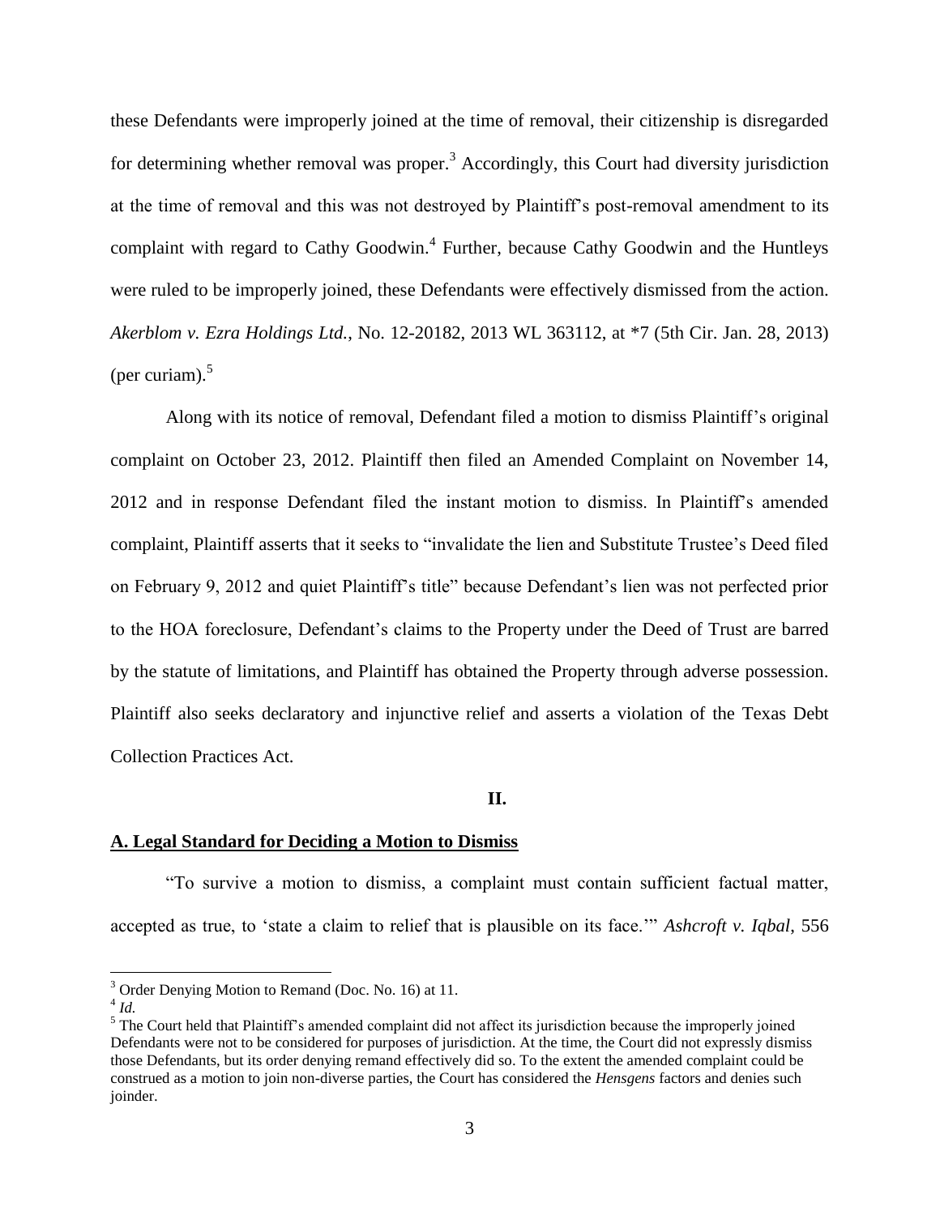these Defendants were improperly joined at the time of removal, their citizenship is disregarded for determining whether removal was proper.[3] Accordingly, this Court had diversity jurisdiction at the time of removal and this was not destroyed by Plaintiff's post-removal amendment to its complaint with regard to Cathy Goodwin.[4] Further, because Cathy Goodwin and the Huntleys were ruled to be improperly joined, these Defendants were effectively dismissed from the action. *Akerblom v. Ezra Holdings Ltd.*, No. 12-20182, 2013 WL 363112, at *7 (5th Cir. Jan. 28, 2013) (per curiam).[5]

Along with its notice of removal, Defendant filed a motion to dismiss Plaintiff's original complaint on October 23, 2012. Plaintiff then filed an Amended Complaint on November 14, 2012 and in response Defendant filed the instant motion to dismiss. In Plaintiff's amended complaint, Plaintiff asserts that it seeks to "invalidate the lien and Substitute Trustee's Deed filed on February 9, 2012 and quiet Plaintiff's title" because Defendant's lien was not perfected prior to the HOA foreclosure, Defendant's claims to the Property under the Deed of Trust are barred by the statute of limitations, and Plaintiff has obtained the Property through adverse possession. Plaintiff also seeks declaratory and injunctive relief and asserts a violation of the Texas Debt Collection Practices Act.

## II.

### A. Legal Standard for Deciding a Motion to Dismiss

"To survive a motion to dismiss, a complaint must contain sufficient factual matter, accepted as true, to 'state a claim to relief that is plausible on its face.'" *Ashcroft v. Iqbal*, 556

---

[3] Order Denying Motion to Remand (Doc. No. 16) at 11.

[4] *Id.*

[5] The Court held that Plaintiff's amended complaint did not affect its jurisdiction because the improperly joined Defendants were not to be considered for purposes of jurisdiction. At the time, the Court did not expressly dismiss those Defendants, but its order denying remand effectively did so. To the extent the amended complaint could be construed as a motion to join non-diverse parties, the Court has considered the *Hensgens* factors and denies such joinder.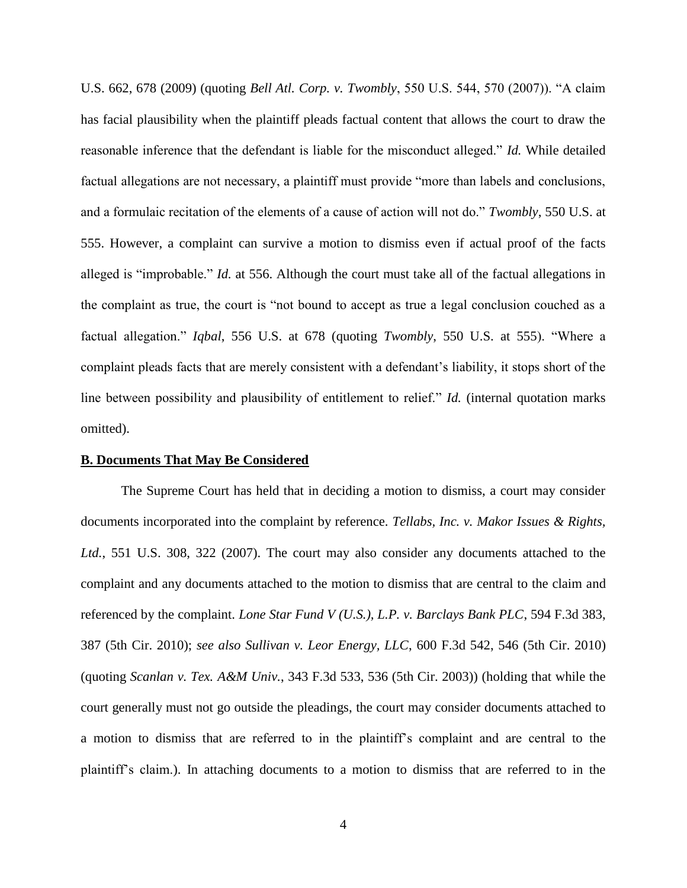U.S. 662, 678 (2009) (quoting *Bell Atl. Corp. v. Twombly*, 550 U.S. 544, 570 (2007)). "A claim has facial plausibility when the plaintiff pleads factual content that allows the court to draw the reasonable inference that the defendant is liable for the misconduct alleged." *Id.* While detailed factual allegations are not necessary, a plaintiff must provide "more than labels and conclusions, and a formulaic recitation of the elements of a cause of action will not do." *Twombly*, 550 U.S. at 555. However, a complaint can survive a motion to dismiss even if actual proof of the facts alleged is "improbable." *Id.* at 556. Although the court must take all of the factual allegations in the complaint as true, the court is "not bound to accept as true a legal conclusion couched as a factual allegation." *Iqbal*, 556 U.S. at 678 (quoting *Twombly*, 550 U.S. at 555). "Where a complaint pleads facts that are merely consistent with a defendant's liability, it stops short of the line between possibility and plausibility of entitlement to relief." *Id.* (internal quotation marks omitted).

**B. Documents That May Be Considered**

The Supreme Court has held that in deciding a motion to dismiss, a court may consider documents incorporated into the complaint by reference. *Tellabs, Inc. v. Makor Issues & Rights, Ltd.*, 551 U.S. 308, 322 (2007). The court may also consider any documents attached to the complaint and any documents attached to the motion to dismiss that are central to the claim and referenced by the complaint. *Lone Star Fund V (U.S.), L.P. v. Barclays Bank PLC*, 594 F.3d 383, 387 (5th Cir. 2010); *see also Sullivan v. Leor Energy, LLC*, 600 F.3d 542, 546 (5th Cir. 2010) (quoting *Scanlan v. Tex. A&M Univ.*, 343 F.3d 533, 536 (5th Cir. 2003)) (holding that while the court generally must not go outside the pleadings, the court may consider documents attached to a motion to dismiss that are referred to in the plaintiff's complaint and are central to the plaintiff's claim.). In attaching documents to a motion to dismiss that are referred to in the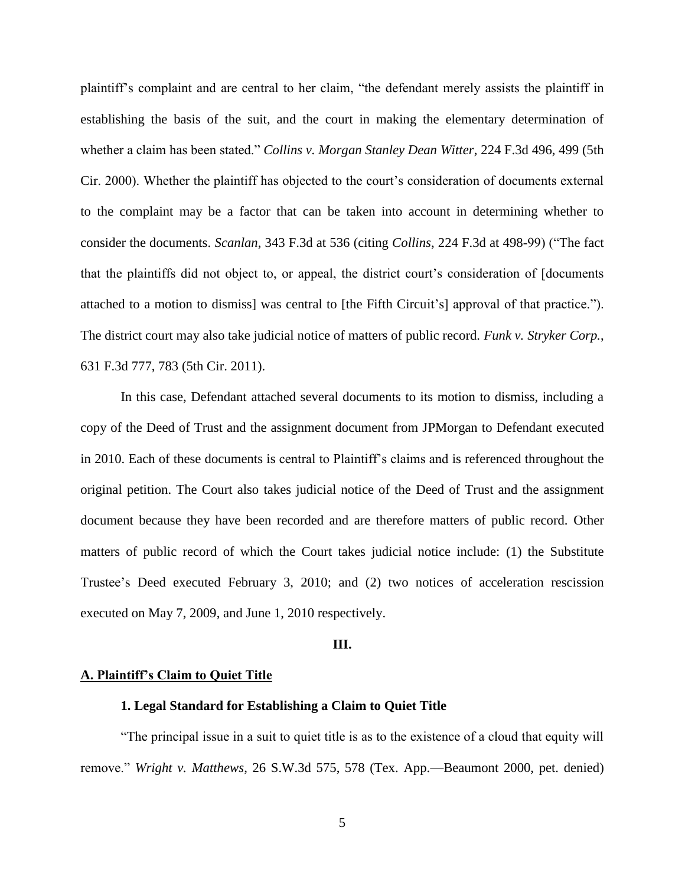plaintiff's complaint and are central to her claim, "the defendant merely assists the plaintiff in establishing the basis of the suit, and the court in making the elementary determination of whether a claim has been stated." *Collins v. Morgan Stanley Dean Witter*, 224 F.3d 496, 499 (5th Cir. 2000). Whether the plaintiff has objected to the court's consideration of documents external to the complaint may be a factor that can be taken into account in determining whether to consider the documents. *Scanlan*, 343 F.3d at 536 (citing *Collins*, 224 F.3d at 498-99) ("The fact that the plaintiffs did not object to, or appeal, the district court's consideration of [documents attached to a motion to dismiss] was central to [the Fifth Circuit's] approval of that practice."). The district court may also take judicial notice of matters of public record. *Funk v. Stryker Corp.*, 631 F.3d 777, 783 (5th Cir. 2011).

In this case, Defendant attached several documents to its motion to dismiss, including a copy of the Deed of Trust and the assignment document from JPMorgan to Defendant executed in 2010. Each of these documents is central to Plaintiff's claims and is referenced throughout the original petition. The Court also takes judicial notice of the Deed of Trust and the assignment document because they have been recorded and are therefore matters of public record. Other matters of public record of which the Court takes judicial notice include: (1) the Substitute Trustee's Deed executed February 3, 2010; and (2) two notices of acceleration rescission executed on May 7, 2009, and June 1, 2010 respectively.

## III.

### A. Plaintiff's Claim to Quiet Title

#### 1. Legal Standard for Establishing a Claim to Quiet Title

"The principal issue in a suit to quiet title is as to the existence of a cloud that equity will remove." *Wright v. Matthews*, 26 S.W.3d 575, 578 (Tex. App.—Beaumont 2000, pet. denied)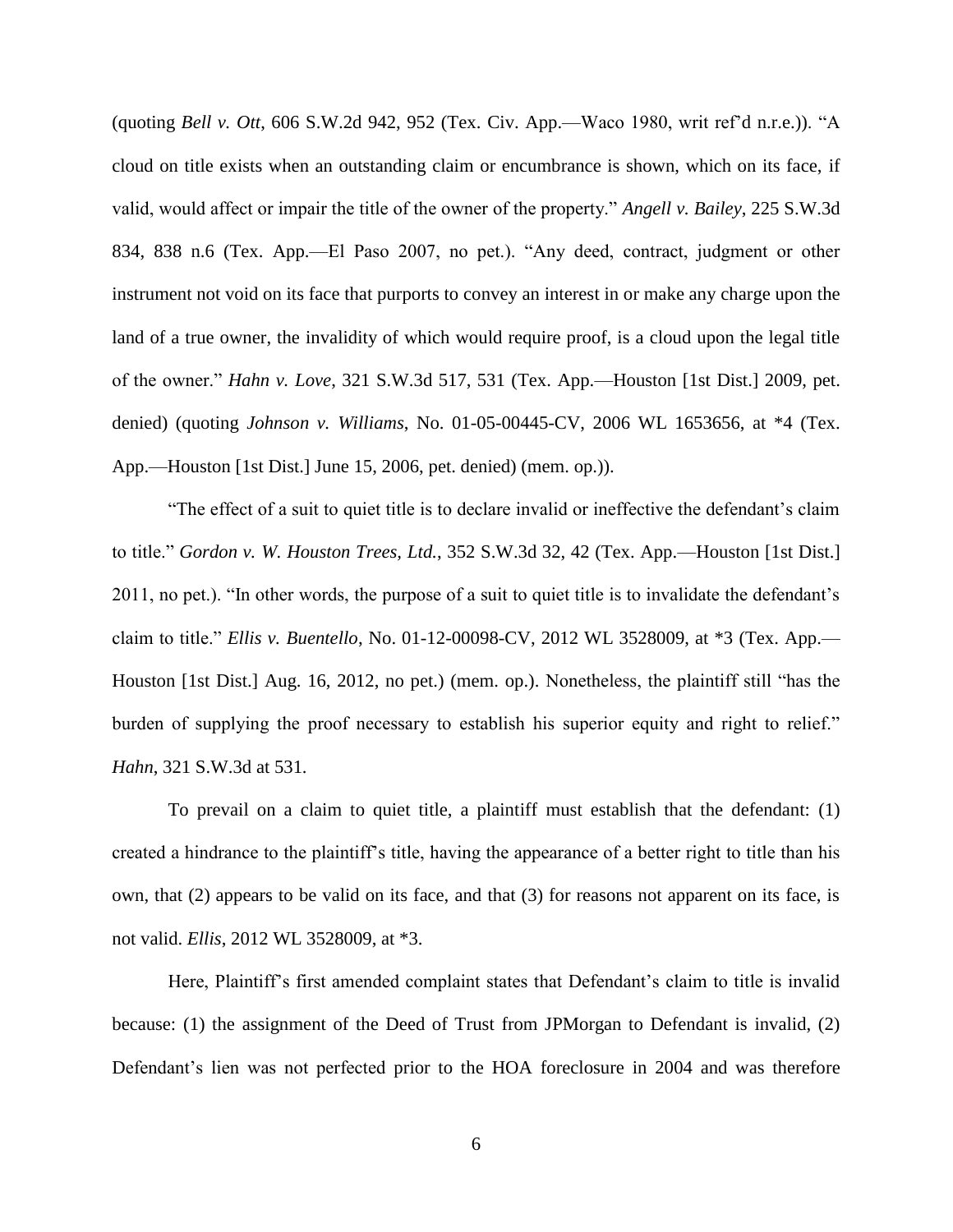(quoting *Bell v. Ott*, 606 S.W.2d 942, 952 (Tex. Civ. App.—Waco 1980, writ ref'd n.r.e.)). "A cloud on title exists when an outstanding claim or encumbrance is shown, which on its face, if valid, would affect or impair the title of the owner of the property." *Angell v. Bailey*, 225 S.W.3d 834, 838 n.6 (Tex. App.—El Paso 2007, no pet.). "Any deed, contract, judgment or other instrument not void on its face that purports to convey an interest in or make any charge upon the land of a true owner, the invalidity of which would require proof, is a cloud upon the legal title of the owner." *Hahn v. Love*, 321 S.W.3d 517, 531 (Tex. App.—Houston [1st Dist.] 2009, pet. denied) (quoting *Johnson v. Williams*, No. 01-05-00445-CV, 2006 WL 1653656, at *4 (Tex. App.—Houston [1st Dist.] June 15, 2006, pet. denied) (mem. op.)).

"The effect of a suit to quiet title is to declare invalid or ineffective the defendant's claim to title." *Gordon v. W. Houston Trees, Ltd.*, 352 S.W.3d 32, 42 (Tex. App.—Houston [1st Dist.] 2011, no pet.). "In other words, the purpose of a suit to quiet title is to invalidate the defendant's claim to title." *Ellis v. Buentello*, No. 01-12-00098-CV, 2012 WL 3528009, at *3 (Tex. App.—Houston [1st Dist.] Aug. 16, 2012, no pet.) (mem. op.). Nonetheless, the plaintiff still "has the burden of supplying the proof necessary to establish his superior equity and right to relief." *Hahn*, 321 S.W.3d at 531.

To prevail on a claim to quiet title, a plaintiff must establish that the defendant: (1) created a hindrance to the plaintiff's title, having the appearance of a better right to title than his own, that (2) appears to be valid on its face, and that (3) for reasons not apparent on its face, is not valid. *Ellis*, 2012 WL 3528009, at *3.

Here, Plaintiff's first amended complaint states that Defendant's claim to title is invalid because: (1) the assignment of the Deed of Trust from JPMorgan to Defendant is invalid, (2) Defendant's lien was not perfected prior to the HOA foreclosure in 2004 and was therefore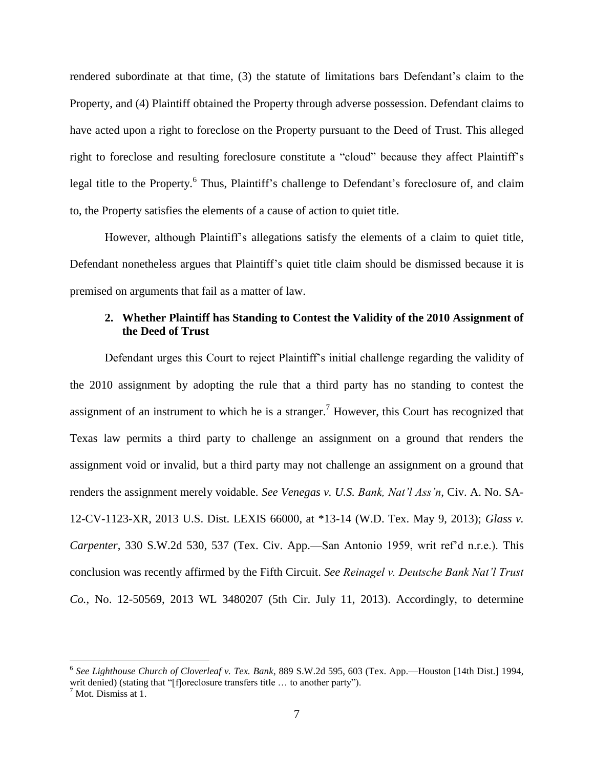rendered subordinate at that time, (3) the statute of limitations bars Defendant's claim to the Property, and (4) Plaintiff obtained the Property through adverse possession. Defendant claims to have acted upon a right to foreclose on the Property pursuant to the Deed of Trust. This alleged right to foreclose and resulting foreclosure constitute a "cloud" because they affect Plaintiff's legal title to the Property.[6] Thus, Plaintiff's challenge to Defendant's foreclosure of, and claim to, the Property satisfies the elements of a cause of action to quiet title.

However, although Plaintiff's allegations satisfy the elements of a claim to quiet title, Defendant nonetheless argues that Plaintiff's quiet title claim should be dismissed because it is premised on arguments that fail as a matter of law.

### 2. Whether Plaintiff has Standing to Contest the Validity of the 2010 Assignment of the Deed of Trust

Defendant urges this Court to reject Plaintiff's initial challenge regarding the validity of the 2010 assignment by adopting the rule that a third party has no standing to contest the assignment of an instrument to which he is a stranger.[7] However, this Court has recognized that Texas law permits a third party to challenge an assignment on a ground that renders the assignment void or invalid, but a third party may not challenge an assignment on a ground that renders the assignment merely voidable. *See Venegas v. U.S. Bank, Nat'l Ass'n*, Civ. A. No. SA-12-CV-1123-XR, 2013 U.S. Dist. LEXIS 66000, at *13-14 (W.D. Tex. May 9, 2013); *Glass v. Carpenter*, 330 S.W.2d 530, 537 (Tex. Civ. App.—San Antonio 1959, writ ref'd n.r.e.). This conclusion was recently affirmed by the Fifth Circuit. *See Reinagel v. Deutsche Bank Nat'l Trust Co.*, No. 12-50569, 2013 WL 3480207 (5th Cir. July 11, 2013). Accordingly, to determine

---

[6] *See Lighthouse Church of Cloverleaf v. Tex. Bank*, 889 S.W.2d 595, 603 (Tex. App.—Houston [14th Dist.] 1994, writ denied) (stating that "[f]oreclosure transfers title … to another party").

[7] Mot. Dismiss at 1.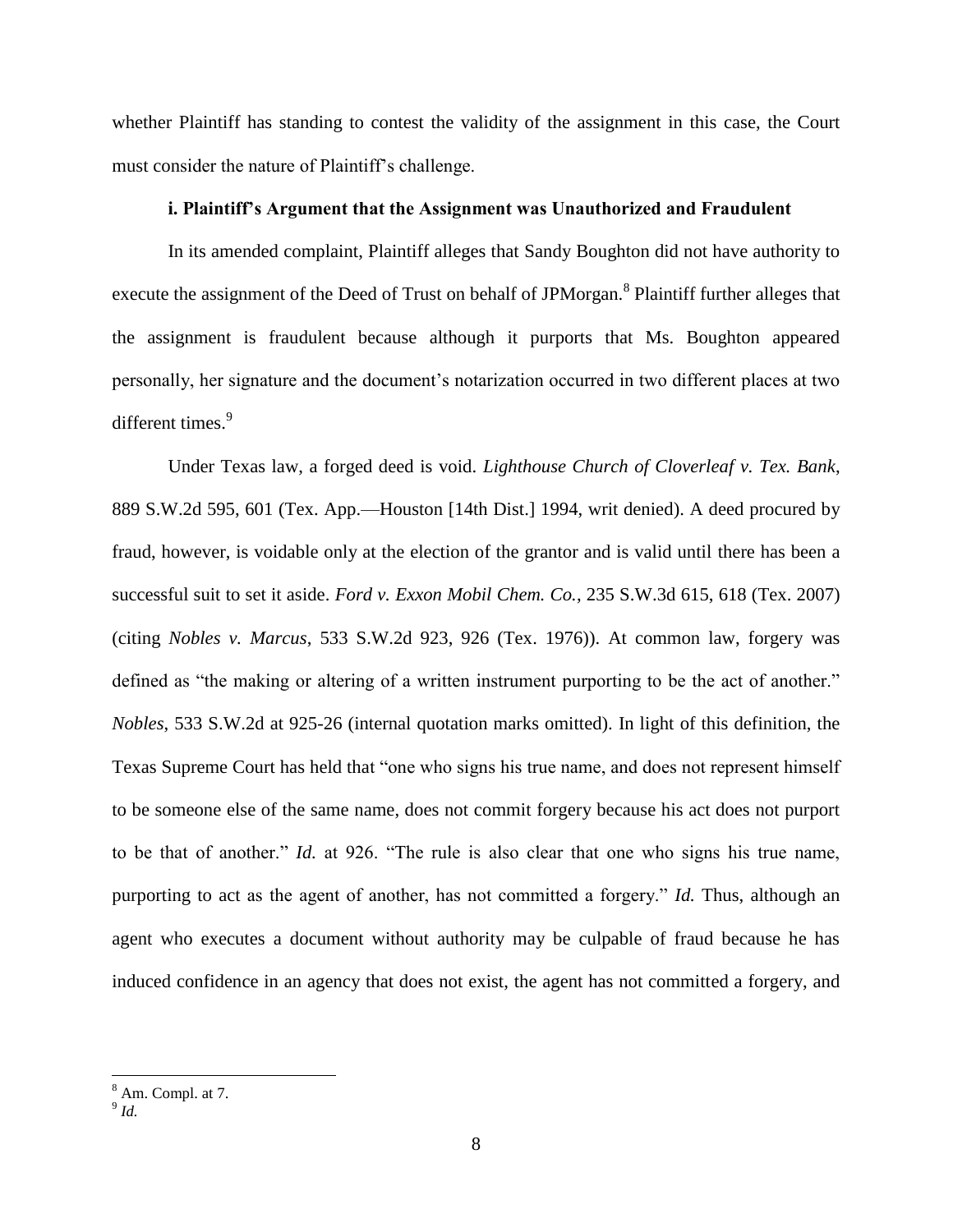whether Plaintiff has standing to contest the validity of the assignment in this case, the Court must consider the nature of Plaintiff's challenge.

#### i. Plaintiff's Argument that the Assignment was Unauthorized and Fraudulent

In its amended complaint, Plaintiff alleges that Sandy Boughton did not have authority to execute the assignment of the Deed of Trust on behalf of JPMorgan.[8] Plaintiff further alleges that the assignment is fraudulent because although it purports that Ms. Boughton appeared personally, her signature and the document's notarization occurred in two different places at two different times.[9]

Under Texas law, a forged deed is void. *Lighthouse Church of Cloverleaf v. Tex. Bank*, 889 S.W.2d 595, 601 (Tex. App.—Houston [14th Dist.] 1994, writ denied). A deed procured by fraud, however, is voidable only at the election of the grantor and is valid until there has been a successful suit to set it aside. *Ford v. Exxon Mobil Chem. Co.*, 235 S.W.3d 615, 618 (Tex. 2007) (citing *Nobles v. Marcus*, 533 S.W.2d 923, 926 (Tex. 1976)). At common law, forgery was defined as "the making or altering of a written instrument purporting to be the act of another." *Nobles*, 533 S.W.2d at 925-26 (internal quotation marks omitted). In light of this definition, the Texas Supreme Court has held that "one who signs his true name, and does not represent himself to be someone else of the same name, does not commit forgery because his act does not purport to be that of another." *Id.* at 926. "The rule is also clear that one who signs his true name, purporting to act as the agent of another, has not committed a forgery." *Id.* Thus, although an agent who executes a document without authority may be culpable of fraud because he has induced confidence in an agency that does not exist, the agent has not committed a forgery, and

[8] Am. Compl. at 7.

[9] *Id.*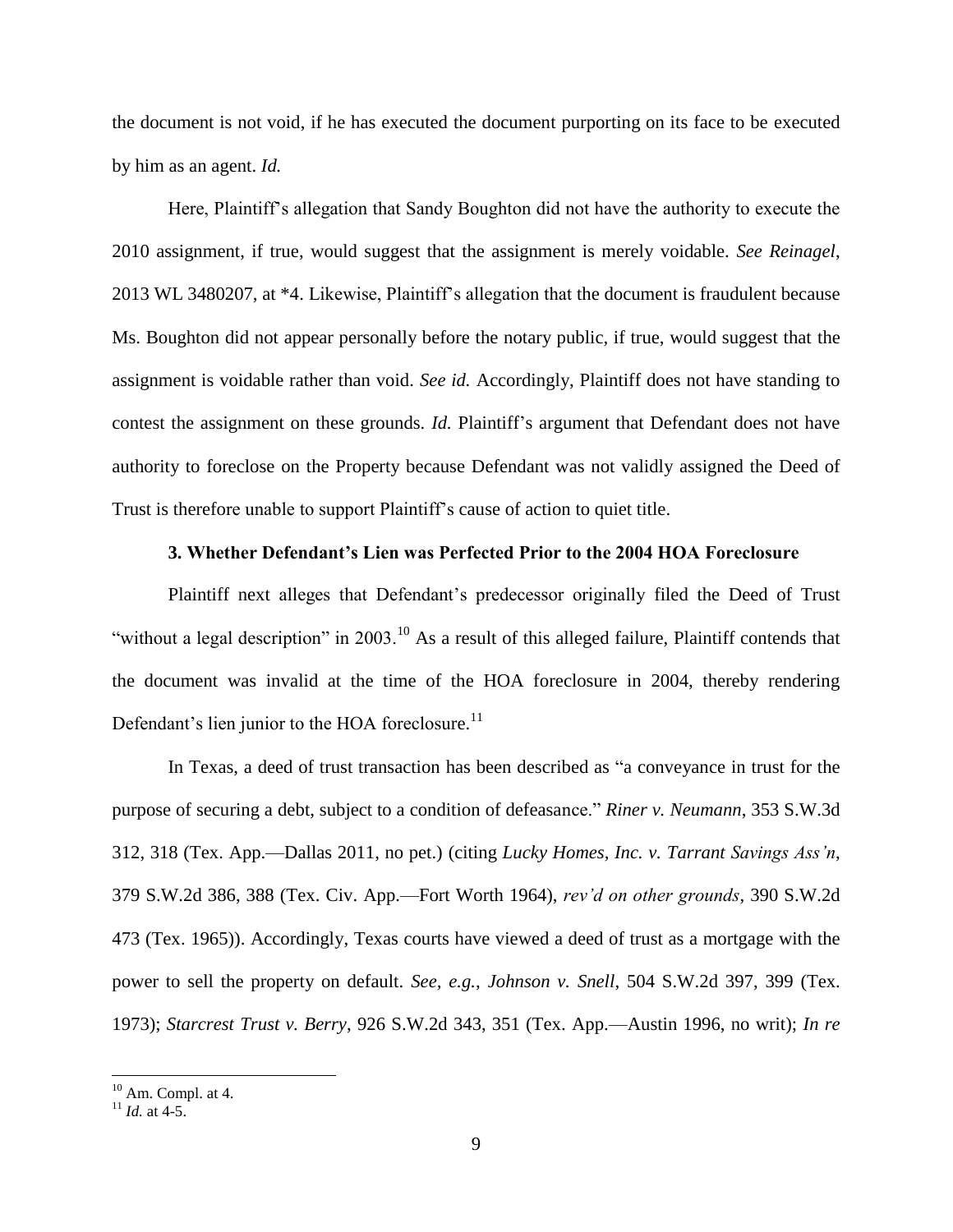the document is not void, if he has executed the document purporting on its face to be executed by him as an agent. *Id.*

Here, Plaintiff's allegation that Sandy Boughton did not have the authority to execute the 2010 assignment, if true, would suggest that the assignment is merely voidable. *See Reinagel*, 2013 WL 3480207, at *4. Likewise, Plaintiff's allegation that the document is fraudulent because Ms. Boughton did not appear personally before the notary public, if true, would suggest that the assignment is voidable rather than void. *See id.* Accordingly, Plaintiff does not have standing to contest the assignment on these grounds. *Id.* Plaintiff's argument that Defendant does not have authority to foreclose on the Property because Defendant was not validly assigned the Deed of Trust is therefore unable to support Plaintiff's cause of action to quiet title.

### 3. Whether Defendant's Lien was Perfected Prior to the 2004 HOA Foreclosure

Plaintiff next alleges that Defendant's predecessor originally filed the Deed of Trust "without a legal description" in 2003.[10] As a result of this alleged failure, Plaintiff contends that the document was invalid at the time of the HOA foreclosure in 2004, thereby rendering Defendant's lien junior to the HOA foreclosure.[11]

In Texas, a deed of trust transaction has been described as "a conveyance in trust for the purpose of securing a debt, subject to a condition of defeasance." *Riner v. Neumann*, 353 S.W.3d 312, 318 (Tex. App.—Dallas 2011, no pet.) (citing *Lucky Homes, Inc. v. Tarrant Savings Ass'n*, 379 S.W.2d 386, 388 (Tex. Civ. App.—Fort Worth 1964), *rev'd on other grounds*, 390 S.W.2d 473 (Tex. 1965)). Accordingly, Texas courts have viewed a deed of trust as a mortgage with the power to sell the property on default. *See, e.g.*, *Johnson v. Snell*, 504 S.W.2d 397, 399 (Tex. 1973); *Starcrest Trust v. Berry*, 926 S.W.2d 343, 351 (Tex. App.—Austin 1996, no writ); *In re*

---

[10] Am. Compl. at 4.

[11] *Id.* at 4-5.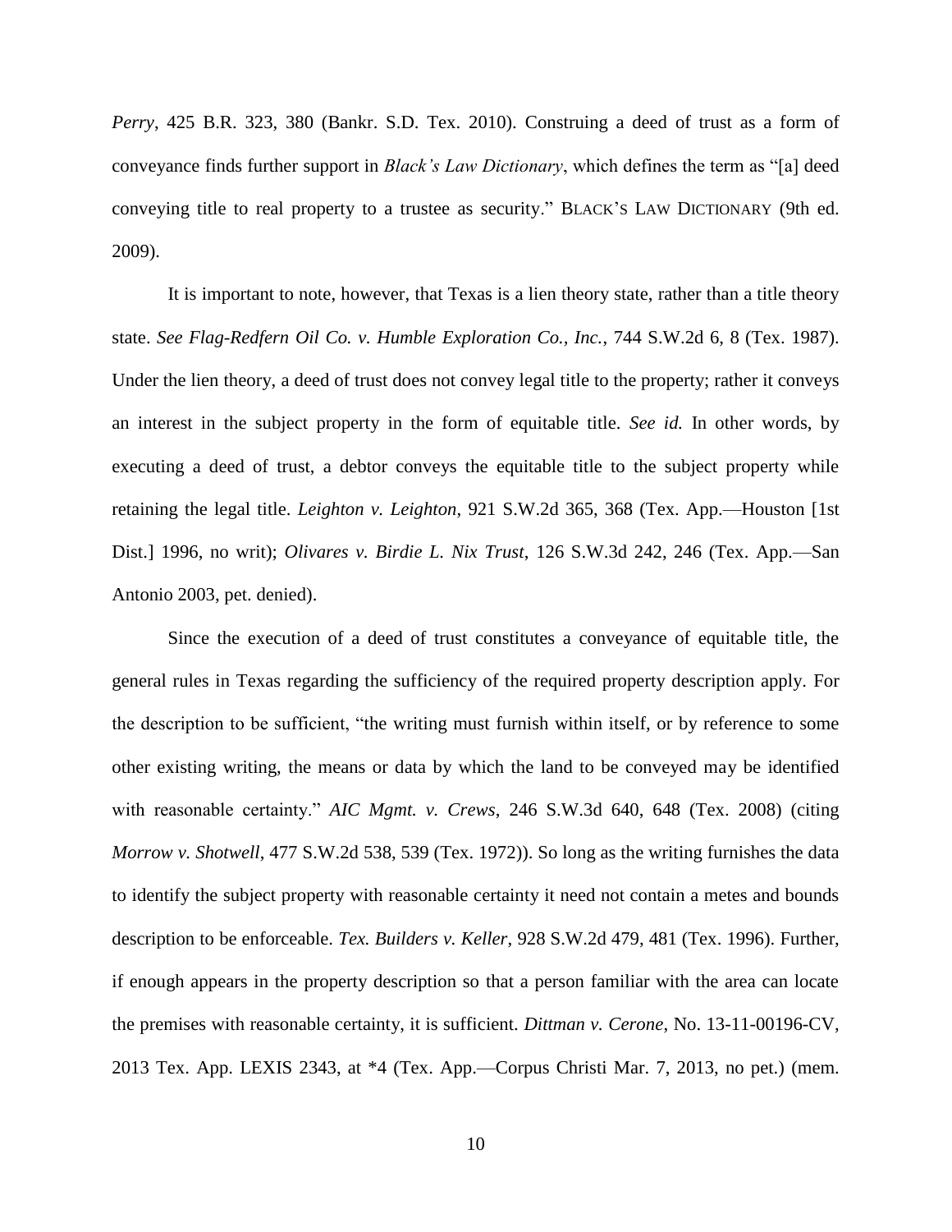*Perry*, 425 B.R. 323, 380 (Bankr. S.D. Tex. 2010). Construing a deed of trust as a form of conveyance finds further support in *Black's Law Dictionary*, which defines the term as "[a] deed conveying title to real property to a trustee as security." BLACK'S LAW DICTIONARY (9th ed. 2009).

It is important to note, however, that Texas is a lien theory state, rather than a title theory state. *See Flag-Redfern Oil Co. v. Humble Exploration Co., Inc.*, 744 S.W.2d 6, 8 (Tex. 1987). Under the lien theory, a deed of trust does not convey legal title to the property; rather it conveys an interest in the subject property in the form of equitable title. *See id.* In other words, by executing a deed of trust, a debtor conveys the equitable title to the subject property while retaining the legal title. *Leighton v. Leighton*, 921 S.W.2d 365, 368 (Tex. App.—Houston [1st Dist.] 1996, no writ); *Olivares v. Birdie L. Nix Trust*, 126 S.W.3d 242, 246 (Tex. App.—San Antonio 2003, pet. denied).

Since the execution of a deed of trust constitutes a conveyance of equitable title, the general rules in Texas regarding the sufficiency of the required property description apply. For the description to be sufficient, "the writing must furnish within itself, or by reference to some other existing writing, the means or data by which the land to be conveyed may be identified with reasonable certainty." *AIC Mgmt. v. Crews*, 246 S.W.3d 640, 648 (Tex. 2008) (citing *Morrow v. Shotwell*, 477 S.W.2d 538, 539 (Tex. 1972)). So long as the writing furnishes the data to identify the subject property with reasonable certainty it need not contain a metes and bounds description to be enforceable. *Tex. Builders v. Keller*, 928 S.W.2d 479, 481 (Tex. 1996). Further, if enough appears in the property description so that a person familiar with the area can locate the premises with reasonable certainty, it is sufficient. *Dittman v. Cerone*, No. 13-11-00196-CV, 2013 Tex. App. LEXIS 2343, at *4 (Tex. App.—Corpus Christi Mar. 7, 2013, no pet.) (mem.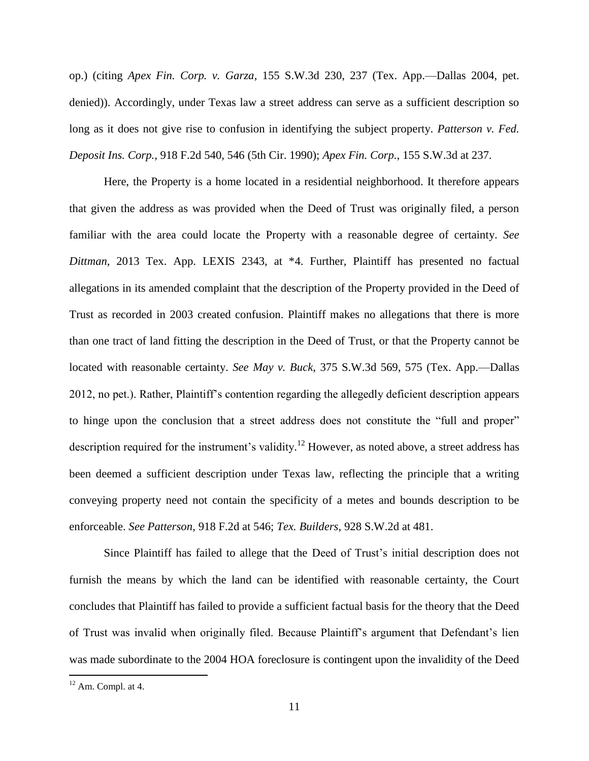op.) (citing *Apex Fin. Corp. v. Garza*, 155 S.W.3d 230, 237 (Tex. App.—Dallas 2004, pet. denied)). Accordingly, under Texas law a street address can serve as a sufficient description so long as it does not give rise to confusion in identifying the subject property. *Patterson v. Fed. Deposit Ins. Corp.*, 918 F.2d 540, 546 (5th Cir. 1990); *Apex Fin. Corp.*, 155 S.W.3d at 237.

Here, the Property is a home located in a residential neighborhood. It therefore appears that given the address as was provided when the Deed of Trust was originally filed, a person familiar with the area could locate the Property with a reasonable degree of certainty. *See Dittman*, 2013 Tex. App. LEXIS 2343, at *4. Further, Plaintiff has presented no factual allegations in its amended complaint that the description of the Property provided in the Deed of Trust as recorded in 2003 created confusion. Plaintiff makes no allegations that there is more than one tract of land fitting the description in the Deed of Trust, or that the Property cannot be located with reasonable certainty. *See May v. Buck*, 375 S.W.3d 569, 575 (Tex. App.—Dallas 2012, no pet.). Rather, Plaintiff's contention regarding the allegedly deficient description appears to hinge upon the conclusion that a street address does not constitute the "full and proper" description required for the instrument's validity.[12] However, as noted above, a street address has been deemed a sufficient description under Texas law, reflecting the principle that a writing conveying property need not contain the specificity of a metes and bounds description to be enforceable. *See Patterson*, 918 F.2d at 546; *Tex. Builders*, 928 S.W.2d at 481.

Since Plaintiff has failed to allege that the Deed of Trust's initial description does not furnish the means by which the land can be identified with reasonable certainty, the Court concludes that Plaintiff has failed to provide a sufficient factual basis for the theory that the Deed of Trust was invalid when originally filed. Because Plaintiff's argument that Defendant's lien was made subordinate to the 2004 HOA foreclosure is contingent upon the invalidity of the Deed

[12] Am. Compl. at 4.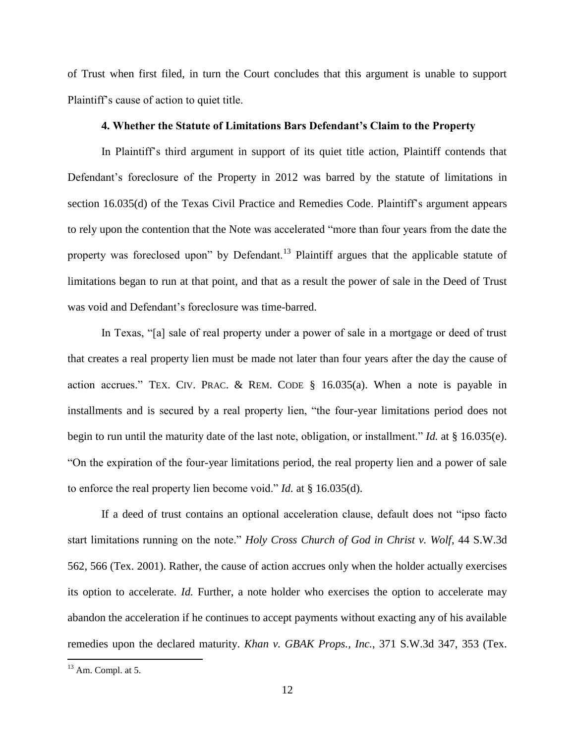of Trust when first filed, in turn the Court concludes that this argument is unable to support Plaintiff's cause of action to quiet title.

**4. Whether the Statute of Limitations Bars Defendant's Claim to the Property**

In Plaintiff's third argument in support of its quiet title action, Plaintiff contends that Defendant's foreclosure of the Property in 2012 was barred by the statute of limitations in section 16.035(d) of the Texas Civil Practice and Remedies Code. Plaintiff's argument appears to rely upon the contention that the Note was accelerated "more than four years from the date the property was foreclosed upon" by Defendant.[13] Plaintiff argues that the applicable statute of limitations began to run at that point, and that as a result the power of sale in the Deed of Trust was void and Defendant's foreclosure was time-barred.

In Texas, "[a] sale of real property under a power of sale in a mortgage or deed of trust that creates a real property lien must be made not later than four years after the day the cause of action accrues." TEX. CIV. PRAC. & REM. CODE § 16.035(a). When a note is payable in installments and is secured by a real property lien, "the four-year limitations period does not begin to run until the maturity date of the last note, obligation, or installment." *Id.* at § 16.035(e). "On the expiration of the four-year limitations period, the real property lien and a power of sale to enforce the real property lien become void." *Id.* at § 16.035(d).

If a deed of trust contains an optional acceleration clause, default does not "ipso facto start limitations running on the note." *Holy Cross Church of God in Christ v. Wolf*, 44 S.W.3d 562, 566 (Tex. 2001). Rather, the cause of action accrues only when the holder actually exercises its option to accelerate. *Id.* Further, a note holder who exercises the option to accelerate may abandon the acceleration if he continues to accept payments without exacting any of his available remedies upon the declared maturity. *Khan v. GBAK Props., Inc.*, 371 S.W.3d 347, 353 (Tex.

[13] Am. Compl. at 5.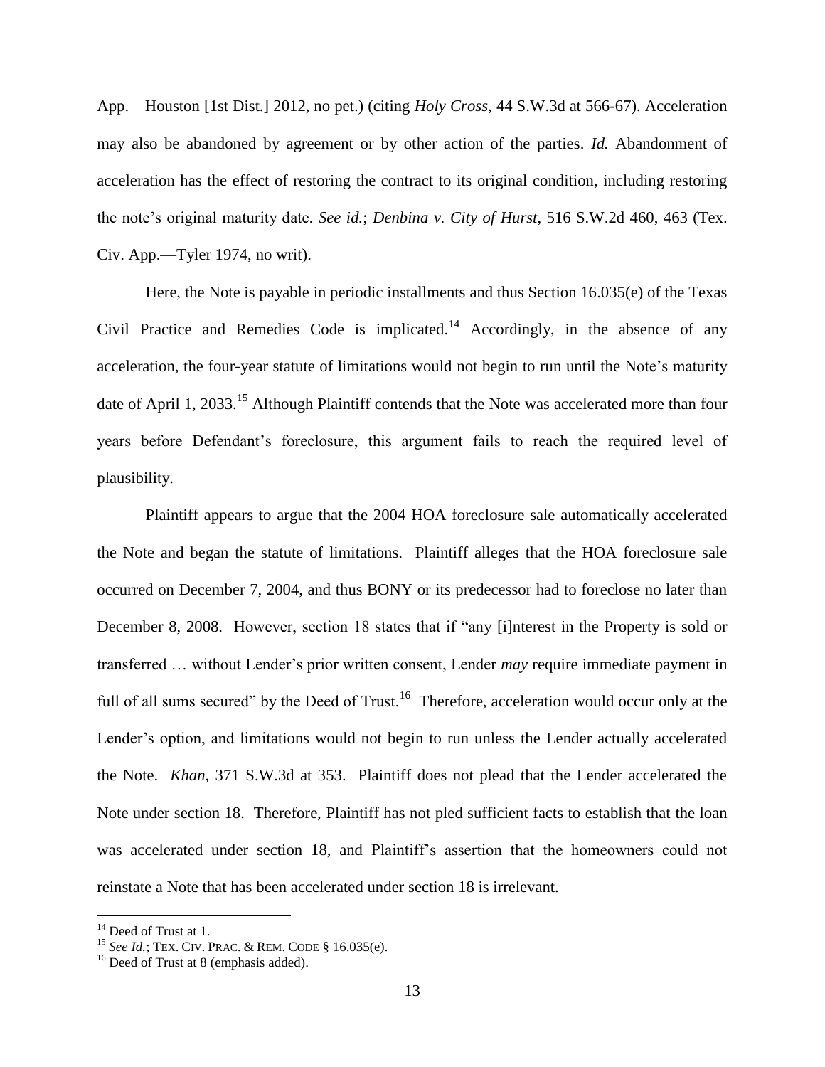App.—Houston [1st Dist.] 2012, no pet.) (citing *Holy Cross*, 44 S.W.3d at 566-67). Acceleration may also be abandoned by agreement or by other action of the parties. *Id.* Abandonment of acceleration has the effect of restoring the contract to its original condition, including restoring the note's original maturity date. *See id.*; *Denbina v. City of Hurst*, 516 S.W.2d 460, 463 (Tex. Civ. App.—Tyler 1974, no writ).

Here, the Note is payable in periodic installments and thus Section 16.035(e) of the Texas Civil Practice and Remedies Code is implicated.[14] Accordingly, in the absence of any acceleration, the four-year statute of limitations would not begin to run until the Note's maturity date of April 1, 2033.[15] Although Plaintiff contends that the Note was accelerated more than four years before Defendant's foreclosure, this argument fails to reach the required level of plausibility.

Plaintiff appears to argue that the 2004 HOA foreclosure sale automatically accelerated the Note and began the statute of limitations. Plaintiff alleges that the HOA foreclosure sale occurred on December 7, 2004, and thus BONY or its predecessor had to foreclose no later than December 8, 2008. However, section 18 states that if "any [i]nterest in the Property is sold or transferred … without Lender's prior written consent, Lender *may* require immediate payment in full of all sums secured" by the Deed of Trust.[16] Therefore, acceleration would occur only at the Lender's option, and limitations would not begin to run unless the Lender actually accelerated the Note. *Khan*, 371 S.W.3d at 353. Plaintiff does not plead that the Lender accelerated the Note under section 18. Therefore, Plaintiff has not pled sufficient facts to establish that the loan was accelerated under section 18, and Plaintiff's assertion that the homeowners could not reinstate a Note that has been accelerated under section 18 is irrelevant.

---

[14] Deed of Trust at 1.

[15] *See Id.*; TEX. CIV. PRAC. & REM. CODE § 16.035(e).

[16] Deed of Trust at 8 (emphasis added).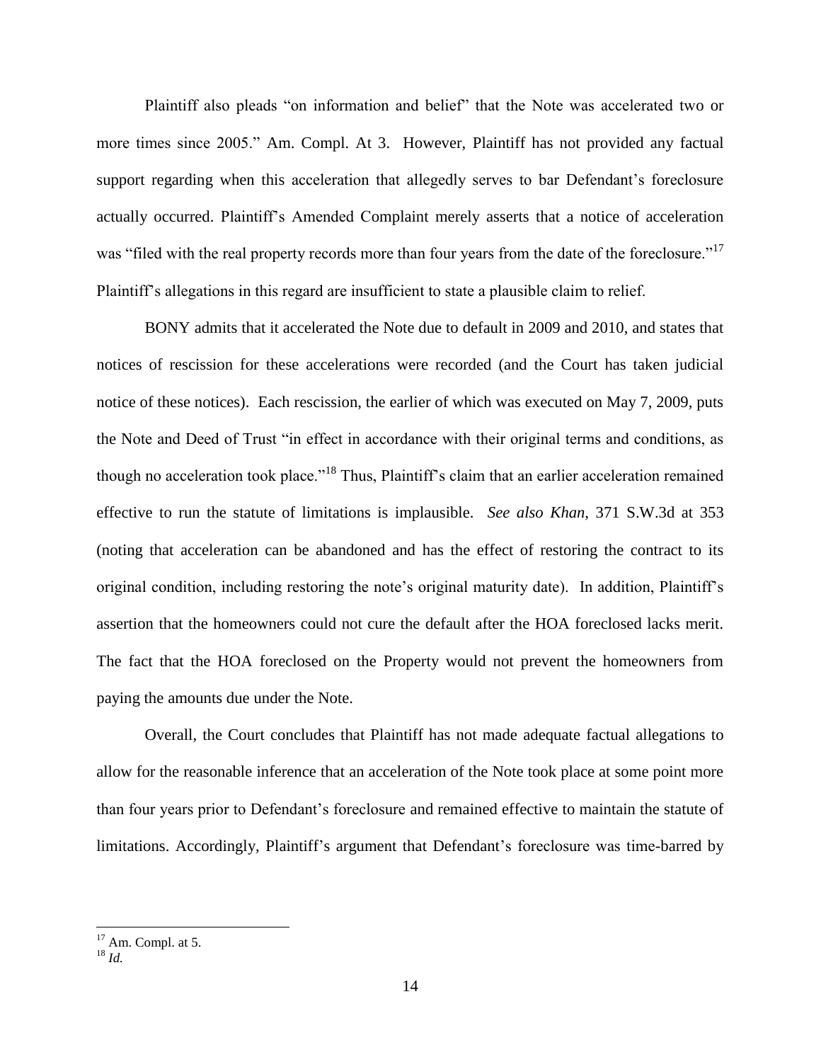Plaintiff also pleads "on information and belief" that the Note was accelerated two or more times since 2005." Am. Compl. At 3. However, Plaintiff has not provided any factual support regarding when this acceleration that allegedly serves to bar Defendant's foreclosure actually occurred. Plaintiff's Amended Complaint merely asserts that a notice of acceleration was "filed with the real property records more than four years from the date of the foreclosure."[17] Plaintiff's allegations in this regard are insufficient to state a plausible claim to relief.

BONY admits that it accelerated the Note due to default in 2009 and 2010, and states that notices of rescission for these accelerations were recorded (and the Court has taken judicial notice of these notices). Each rescission, the earlier of which was executed on May 7, 2009, puts the Note and Deed of Trust "in effect in accordance with their original terms and conditions, as though no acceleration took place."[18] Thus, Plaintiff's claim that an earlier acceleration remained effective to run the statute of limitations is implausible. *See also Khan*, 371 S.W.3d at 353 (noting that acceleration can be abandoned and has the effect of restoring the contract to its original condition, including restoring the note's original maturity date). In addition, Plaintiff's assertion that the homeowners could not cure the default after the HOA foreclosed lacks merit. The fact that the HOA foreclosed on the Property would not prevent the homeowners from paying the amounts due under the Note.

Overall, the Court concludes that Plaintiff has not made adequate factual allegations to allow for the reasonable inference that an acceleration of the Note took place at some point more than four years prior to Defendant's foreclosure and remained effective to maintain the statute of limitations. Accordingly, Plaintiff's argument that Defendant's foreclosure was time-barred by

---

[17] Am. Compl. at 5.

[18] *Id.*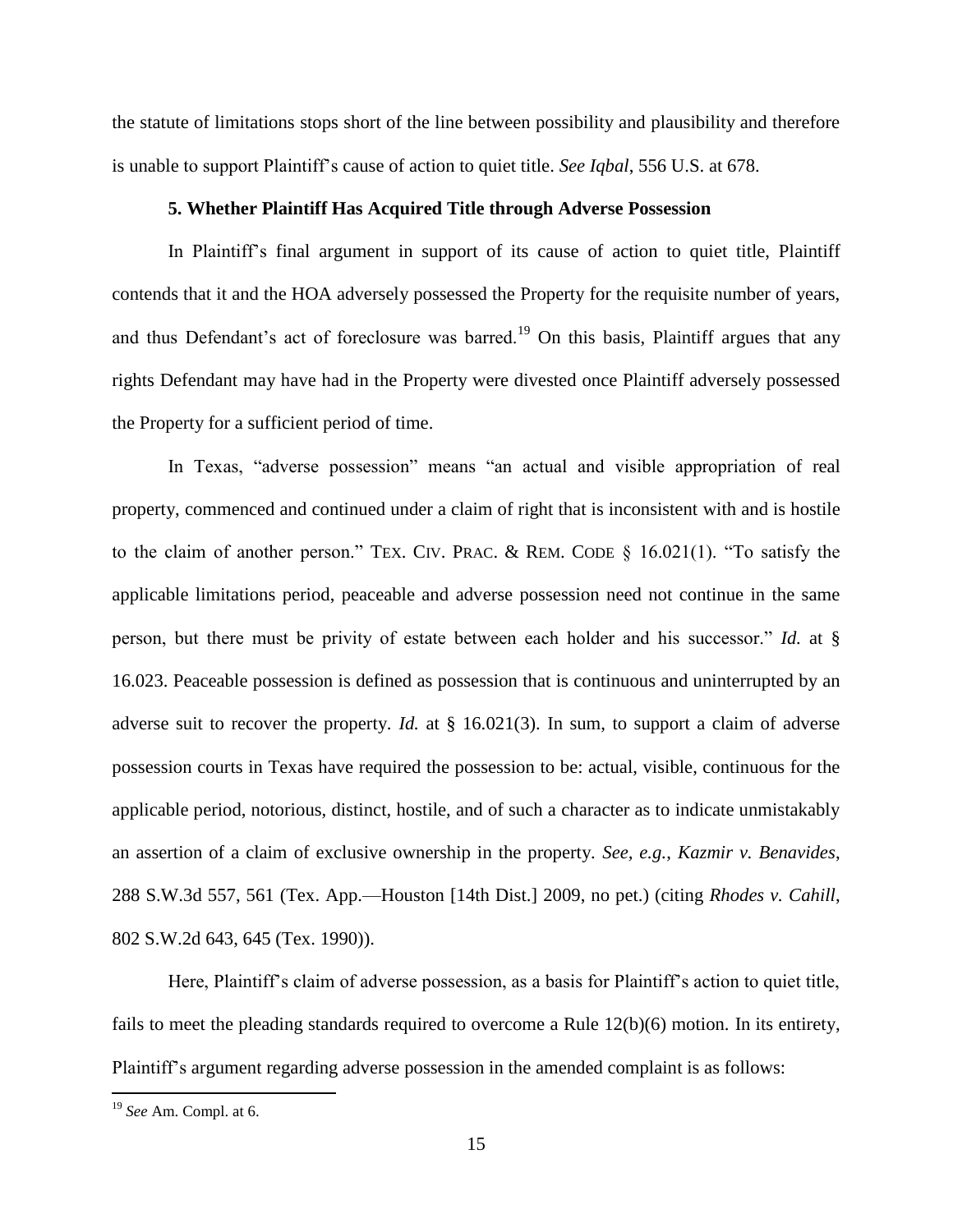the statute of limitations stops short of the line between possibility and plausibility and therefore is unable to support Plaintiff's cause of action to quiet title. *See Iqbal*, 556 U.S. at 678.

### 5. Whether Plaintiff Has Acquired Title through Adverse Possession

In Plaintiff's final argument in support of its cause of action to quiet title, Plaintiff contends that it and the HOA adversely possessed the Property for the requisite number of years, and thus Defendant's act of foreclosure was barred.[19] On this basis, Plaintiff argues that any rights Defendant may have had in the Property were divested once Plaintiff adversely possessed the Property for a sufficient period of time.

In Texas, "adverse possession" means "an actual and visible appropriation of real property, commenced and continued under a claim of right that is inconsistent with and is hostile to the claim of another person." TEX. CIV. PRAC. & REM. CODE § 16.021(1). "To satisfy the applicable limitations period, peaceable and adverse possession need not continue in the same person, but there must be privity of estate between each holder and his successor." *Id.* at § 16.023. Peaceable possession is defined as possession that is continuous and uninterrupted by an adverse suit to recover the property. *Id.* at § 16.021(3). In sum, to support a claim of adverse possession courts in Texas have required the possession to be: actual, visible, continuous for the applicable period, notorious, distinct, hostile, and of such a character as to indicate unmistakably an assertion of a claim of exclusive ownership in the property. *See, e.g.*, *Kazmir v. Benavides*, 288 S.W.3d 557, 561 (Tex. App.—Houston [14th Dist.] 2009, no pet.) (citing *Rhodes v. Cahill*, 802 S.W.2d 643, 645 (Tex. 1990)).

Here, Plaintiff's claim of adverse possession, as a basis for Plaintiff's action to quiet title, fails to meet the pleading standards required to overcome a Rule 12(b)(6) motion. In its entirety, Plaintiff's argument regarding adverse possession in the amended complaint is as follows:

---

[19] *See* Am. Compl. at 6.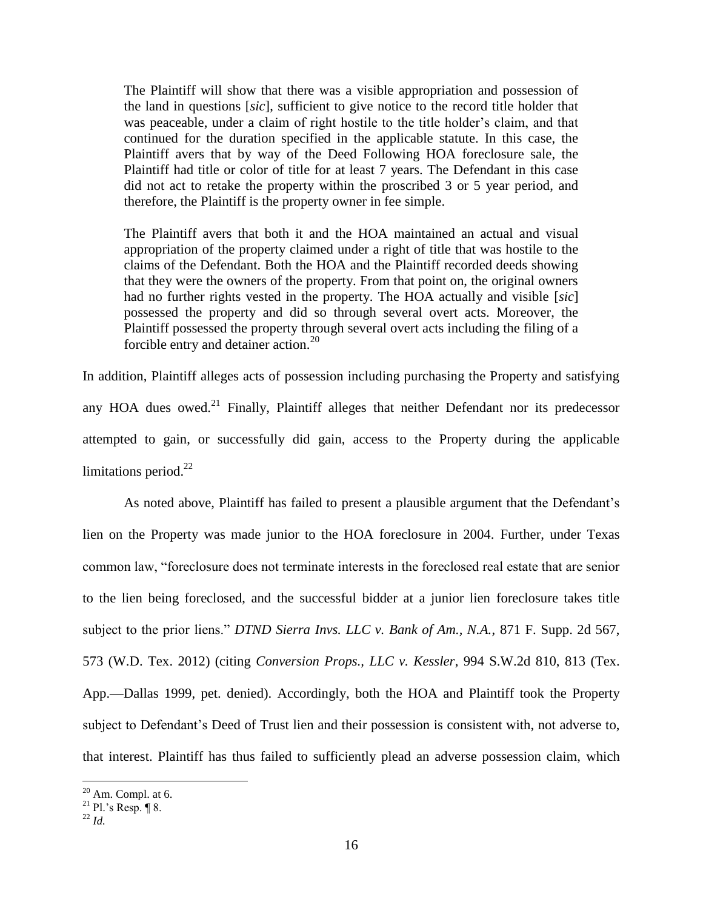> The Plaintiff will show that there was a visible appropriation and possession of the land in questions [*sic*], sufficient to give notice to the record title holder that was peaceable, under a claim of right hostile to the title holder's claim, and that continued for the duration specified in the applicable statute. In this case, the Plaintiff avers that by way of the Deed Following HOA foreclosure sale, the Plaintiff had title or color of title for at least 7 years. The Defendant in this case did not act to retake the property within the proscribed 3 or 5 year period, and therefore, the Plaintiff is the property owner in fee simple.
>
> The Plaintiff avers that both it and the HOA maintained an actual and visual appropriation of the property claimed under a right of title that was hostile to the claims of the Defendant. Both the HOA and the Plaintiff recorded deeds showing that they were the owners of the property. From that point on, the original owners had no further rights vested in the property. The HOA actually and visible [*sic*] possessed the property and did so through several overt acts. Moreover, the Plaintiff possessed the property through several overt acts including the filing of a forcible entry and detainer action.[20]

In addition, Plaintiff alleges acts of possession including purchasing the Property and satisfying any HOA dues owed.[21] Finally, Plaintiff alleges that neither Defendant nor its predecessor attempted to gain, or successfully did gain, access to the Property during the applicable limitations period.[22]

As noted above, Plaintiff has failed to present a plausible argument that the Defendant's lien on the Property was made junior to the HOA foreclosure in 2004. Further, under Texas common law, "foreclosure does not terminate interests in the foreclosed real estate that are senior to the lien being foreclosed, and the successful bidder at a junior lien foreclosure takes title subject to the prior liens." *DTND Sierra Invs. LLC v. Bank of Am., N.A.*, 871 F. Supp. 2d 567, 573 (W.D. Tex. 2012) (citing *Conversion Props., LLC v. Kessler*, 994 S.W.2d 810, 813 (Tex. App.—Dallas 1999, pet. denied). Accordingly, both the HOA and Plaintiff took the Property subject to Defendant's Deed of Trust lien and their possession is consistent with, not adverse to, that interest. Plaintiff has thus failed to sufficiently plead an adverse possession claim, which

---

[20] Am. Compl. at 6.

[21] Pl.'s Resp. ¶ 8.

[22] *Id.*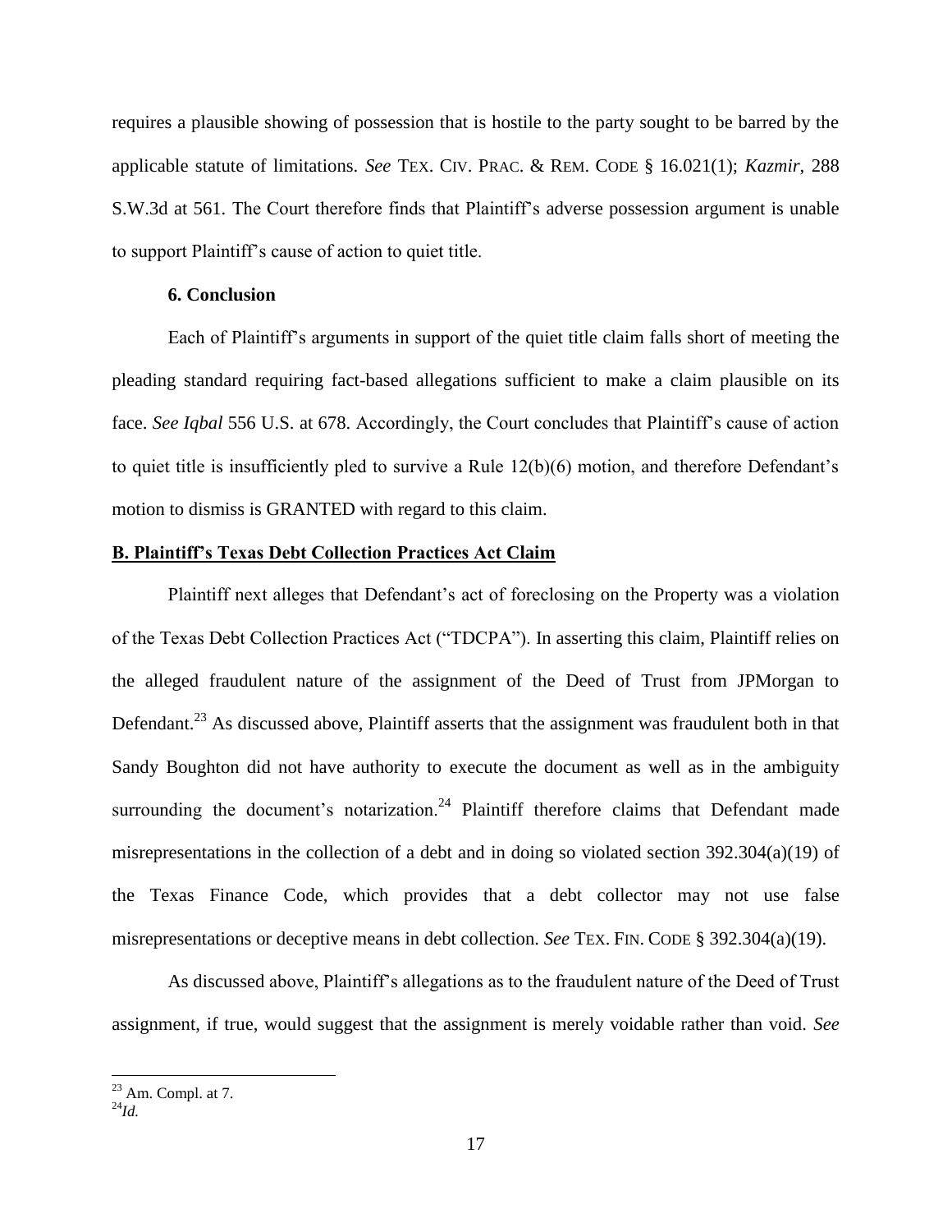requires a plausible showing of possession that is hostile to the party sought to be barred by the applicable statute of limitations. *See* TEX. CIV. PRAC. & REM. CODE § 16.021(1); *Kazmir*, 288 S.W.3d at 561. The Court therefore finds that Plaintiff's adverse possession argument is unable to support Plaintiff's cause of action to quiet title.

**6. Conclusion**

Each of Plaintiff's arguments in support of the quiet title claim falls short of meeting the pleading standard requiring fact-based allegations sufficient to make a claim plausible on its face. *See Iqbal* 556 U.S. at 678. Accordingly, the Court concludes that Plaintiff's cause of action to quiet title is insufficiently pled to survive a Rule 12(b)(6) motion, and therefore Defendant's motion to dismiss is GRANTED with regard to this claim.

**B. Plaintiff's Texas Debt Collection Practices Act Claim**

Plaintiff next alleges that Defendant's act of foreclosing on the Property was a violation of the Texas Debt Collection Practices Act ("TDCPA"). In asserting this claim, Plaintiff relies on the alleged fraudulent nature of the assignment of the Deed of Trust from JPMorgan to Defendant.[23] As discussed above, Plaintiff asserts that the assignment was fraudulent both in that Sandy Boughton did not have authority to execute the document as well as in the ambiguity surrounding the document's notarization.[24] Plaintiff therefore claims that Defendant made misrepresentations in the collection of a debt and in doing so violated section 392.304(a)(19) of the Texas Finance Code, which provides that a debt collector may not use false misrepresentations or deceptive means in debt collection. *See* TEX. FIN. CODE § 392.304(a)(19).

As discussed above, Plaintiff's allegations as to the fraudulent nature of the Deed of Trust assignment, if true, would suggest that the assignment is merely voidable rather than void. *See*

---

[23] Am. Compl. at 7.

[24] *Id.*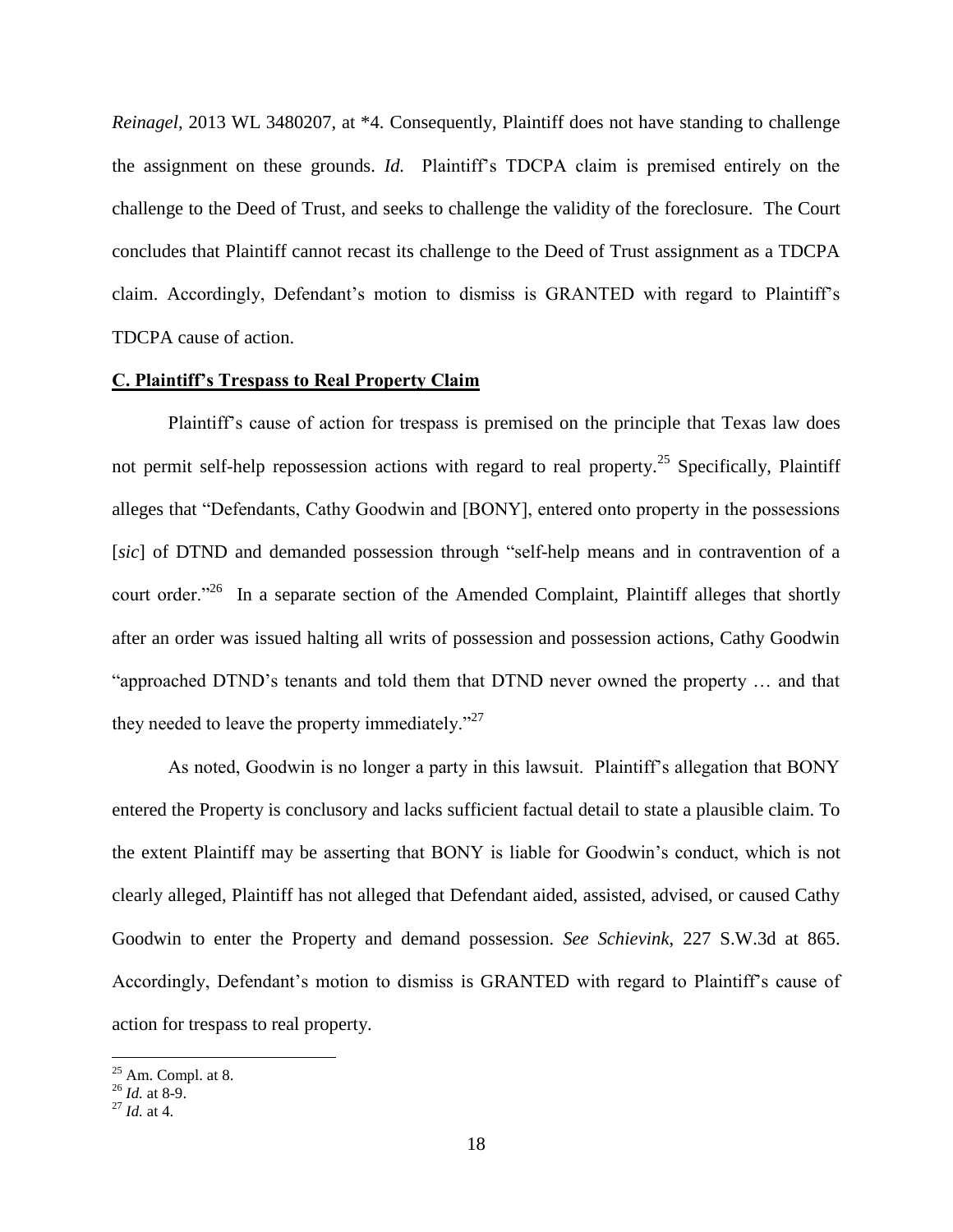*Reinagel*, 2013 WL 3480207, at *4. Consequently, Plaintiff does not have standing to challenge the assignment on these grounds. *Id.* Plaintiff's TDCPA claim is premised entirely on the challenge to the Deed of Trust, and seeks to challenge the validity of the foreclosure. The Court concludes that Plaintiff cannot recast its challenge to the Deed of Trust assignment as a TDCPA claim. Accordingly, Defendant's motion to dismiss is GRANTED with regard to Plaintiff's TDCPA cause of action.

**C. Plaintiff's Trespass to Real Property Claim**

Plaintiff's cause of action for trespass is premised on the principle that Texas law does not permit self-help repossession actions with regard to real property.[25] Specifically, Plaintiff alleges that "Defendants, Cathy Goodwin and [BONY], entered onto property in the possessions [*sic*] of DTND and demanded possession through "self-help means and in contravention of a court order."[26] In a separate section of the Amended Complaint, Plaintiff alleges that shortly after an order was issued halting all writs of possession and possession actions, Cathy Goodwin "approached DTND's tenants and told them that DTND never owned the property … and that they needed to leave the property immediately."[27]

As noted, Goodwin is no longer a party in this lawsuit. Plaintiff's allegation that BONY entered the Property is conclusory and lacks sufficient factual detail to state a plausible claim. To the extent Plaintiff may be asserting that BONY is liable for Goodwin's conduct, which is not clearly alleged, Plaintiff has not alleged that Defendant aided, assisted, advised, or caused Cathy Goodwin to enter the Property and demand possession. *See Schievink*, 227 S.W.3d at 865. Accordingly, Defendant's motion to dismiss is GRANTED with regard to Plaintiff's cause of action for trespass to real property.

---

[25] Am. Compl. at 8.

[26] *Id.* at 8-9.

[27] *Id.* at 4.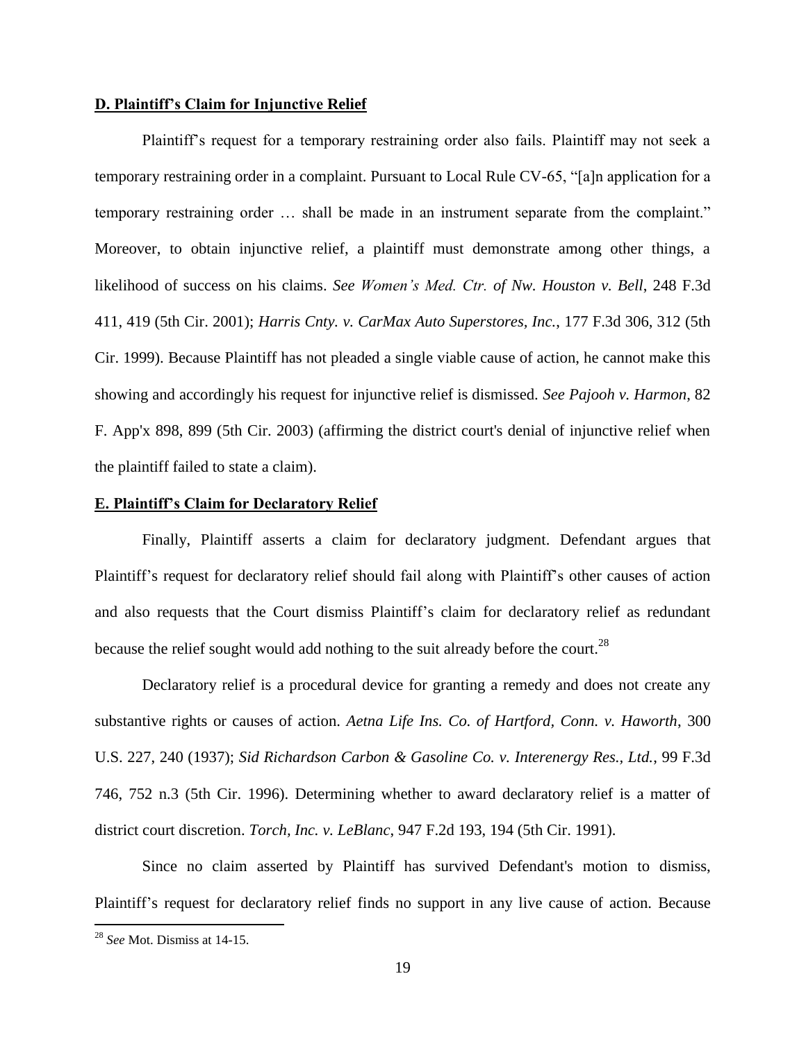**D. Plaintiff's Claim for Injunctive Relief**

Plaintiff's request for a temporary restraining order also fails. Plaintiff may not seek a temporary restraining order in a complaint. Pursuant to Local Rule CV-65, "[a]n application for a temporary restraining order … shall be made in an instrument separate from the complaint." Moreover, to obtain injunctive relief, a plaintiff must demonstrate among other things, a likelihood of success on his claims. *See Women's Med. Ctr. of Nw. Houston v. Bell*, 248 F.3d 411, 419 (5th Cir. 2001); *Harris Cnty. v. CarMax Auto Superstores, Inc.*, 177 F.3d 306, 312 (5th Cir. 1999). Because Plaintiff has not pleaded a single viable cause of action, he cannot make this showing and accordingly his request for injunctive relief is dismissed. *See Pajooh v. Harmon*, 82 F. App'x 898, 899 (5th Cir. 2003) (affirming the district court's denial of injunctive relief when the plaintiff failed to state a claim).

**E. Plaintiff's Claim for Declaratory Relief**

Finally, Plaintiff asserts a claim for declaratory judgment. Defendant argues that Plaintiff's request for declaratory relief should fail along with Plaintiff's other causes of action and also requests that the Court dismiss Plaintiff's claim for declaratory relief as redundant because the relief sought would add nothing to the suit already before the court.[28]

Declaratory relief is a procedural device for granting a remedy and does not create any substantive rights or causes of action. *Aetna Life Ins. Co. of Hartford, Conn. v. Haworth*, 300 U.S. 227, 240 (1937); *Sid Richardson Carbon & Gasoline Co. v. Interenergy Res., Ltd.*, 99 F.3d 746, 752 n.3 (5th Cir. 1996). Determining whether to award declaratory relief is a matter of district court discretion. *Torch, Inc. v. LeBlanc*, 947 F.2d 193, 194 (5th Cir. 1991).

Since no claim asserted by Plaintiff has survived Defendant's motion to dismiss, Plaintiff's request for declaratory relief finds no support in any live cause of action. Because

[28] *See* Mot. Dismiss at 14-15.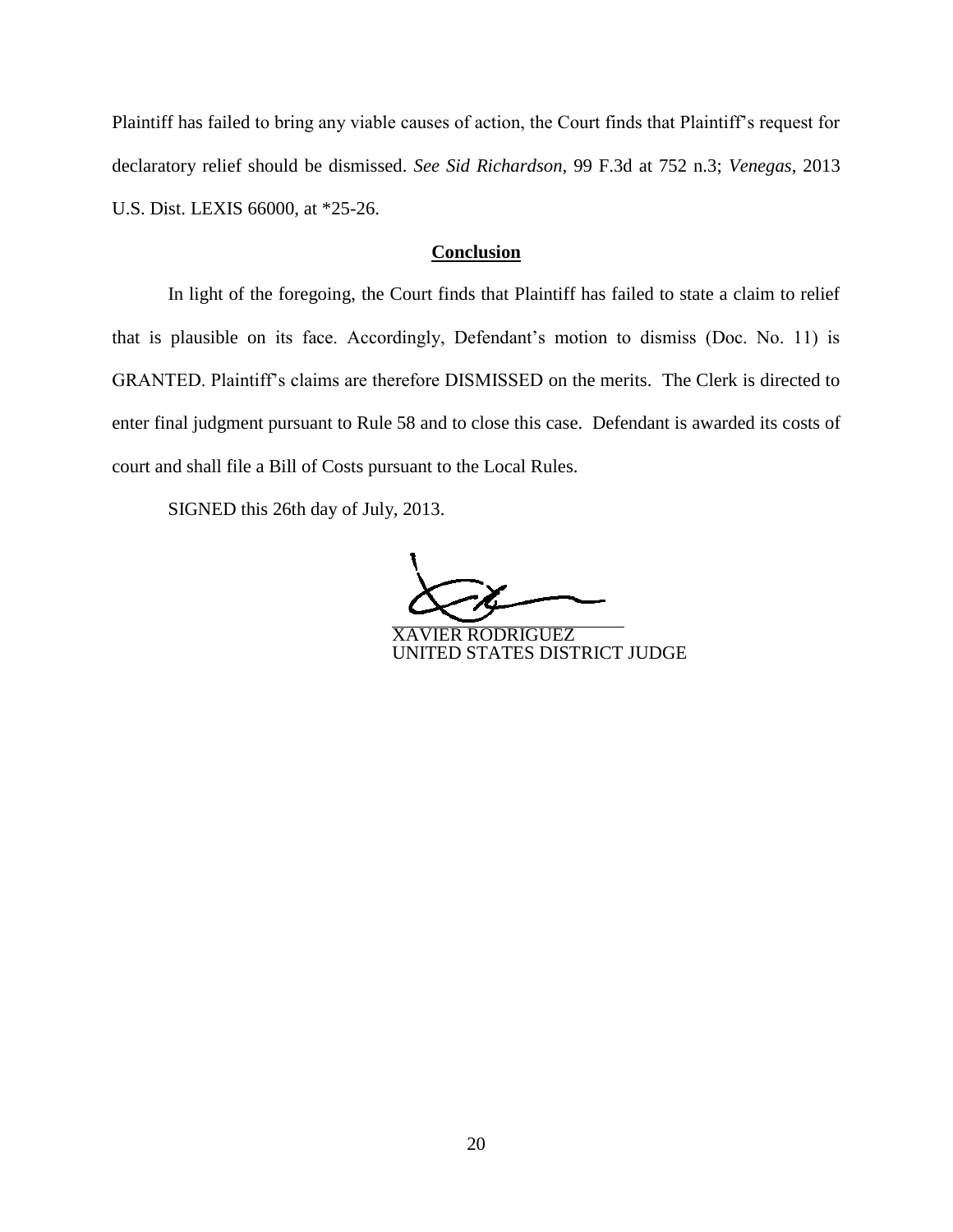Plaintiff has failed to bring any viable causes of action, the Court finds that Plaintiff's request for declaratory relief should be dismissed. *See Sid Richardson*, 99 F.3d at 752 n.3; *Venegas*, 2013 U.S. Dist. LEXIS 66000, at *25-26.

## Conclusion

In light of the foregoing, the Court finds that Plaintiff has failed to state a claim to relief that is plausible on its face. Accordingly, Defendant's motion to dismiss (Doc. No. 11) is GRANTED. Plaintiff's claims are therefore DISMISSED on the merits. The Clerk is directed to enter final judgment pursuant to Rule 58 and to close this case. Defendant is awarded its costs of court and shall file a Bill of Costs pursuant to the Local Rules.

SIGNED this 26th day of July, 2013.

XAVIER RODRIGUEZ
UNITED STATES DISTRICT JUDGE